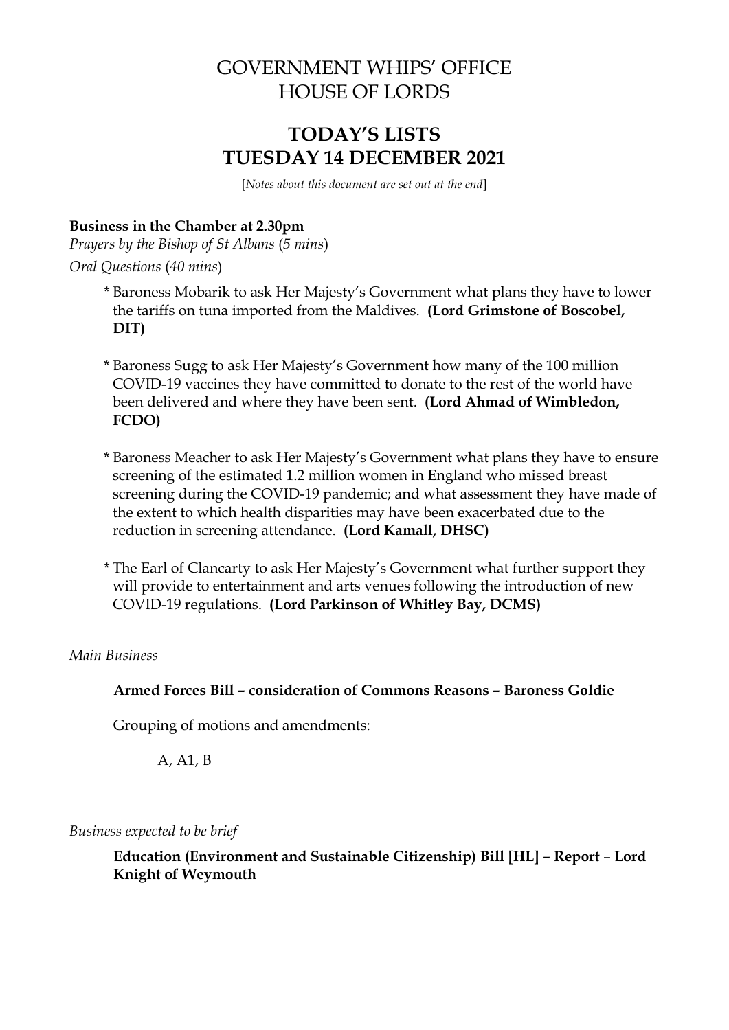# GOVERNMENT WHIPS' OFFICE
# HOUSE OF LORDS

## TODAY'S LISTS
## TUESDAY 14 DECEMBER 2021

[*Notes about this document are set out at the end*]

**Business in the Chamber at 2.30pm**

*Prayers by the Bishop of St Albans* (*5 mins*)

*Oral Questions* (*40 mins*)

\* Baroness Mobarik to ask Her Majesty's Government what plans they have to lower the tariffs on tuna imported from the Maldives. **(Lord Grimstone of Boscobel, DIT)**

\* Baroness Sugg to ask Her Majesty's Government how many of the 100 million COVID-19 vaccines they have committed to donate to the rest of the world have been delivered and where they have been sent. **(Lord Ahmad of Wimbledon, FCDO)**

\* Baroness Meacher to ask Her Majesty's Government what plans they have to ensure screening of the estimated 1.2 million women in England who missed breast screening during the COVID-19 pandemic; and what assessment they have made of the extent to which health disparities may have been exacerbated due to the reduction in screening attendance. **(Lord Kamall, DHSC)**

\* The Earl of Clancarty to ask Her Majesty's Government what further support they will provide to entertainment and arts venues following the introduction of new COVID-19 regulations. **(Lord Parkinson of Whitley Bay, DCMS)**

*Main Business*

**Armed Forces Bill – consideration of Commons Reasons – Baroness Goldie**

Grouping of motions and amendments:

A, A1, B

*Business expected to be brief*

**Education (Environment and Sustainable Citizenship) Bill [HL] – Report – Lord Knight of Weymouth**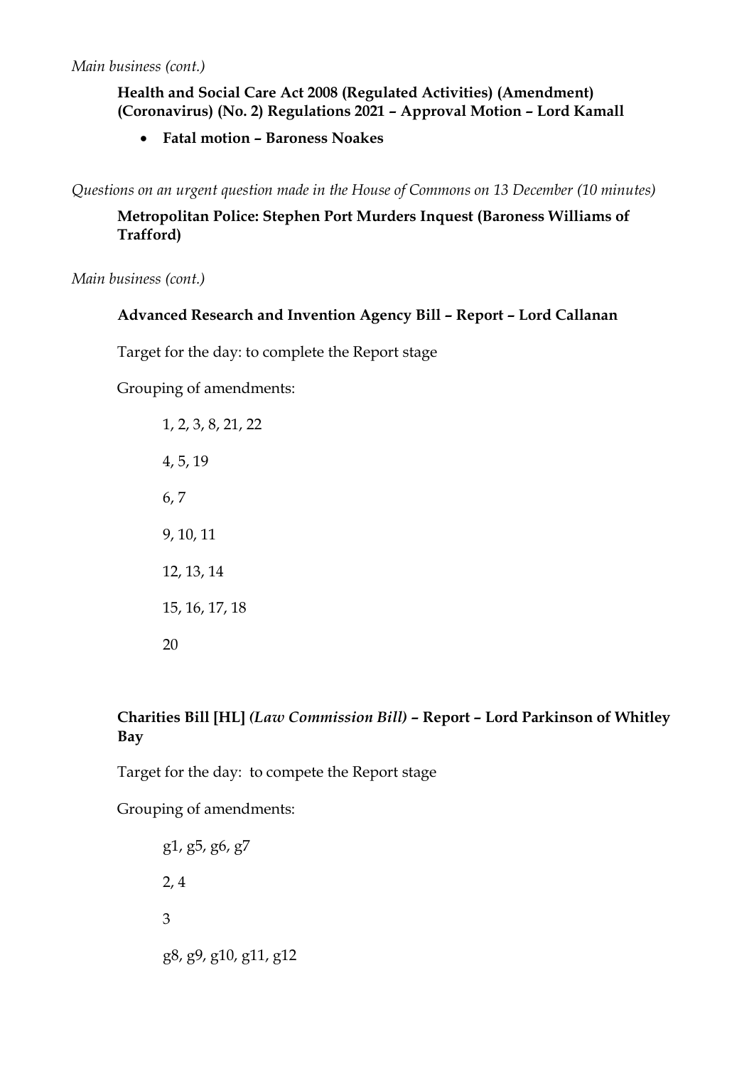*Main business (cont.)*

**Health and Social Care Act 2008 (Regulated Activities) (Amendment) (Coronavirus) (No. 2) Regulations 2021 – Approval Motion – Lord Kamall**

- **Fatal motion – Baroness Noakes**

*Questions on an urgent question made in the House of Commons on 13 December (10 minutes)*

**Metropolitan Police: Stephen Port Murders Inquest (Baroness Williams of Trafford)**

*Main business (cont.)*

**Advanced Research and Invention Agency Bill – Report – Lord Callanan**

Target for the day: to complete the Report stage

Grouping of amendments:

1, 2, 3, 8, 21, 22

4, 5, 19

6, 7

9, 10, 11

12, 13, 14

15, 16, 17, 18

20

**Charities Bill [HL]** ***(Law Commission Bill)*** **– Report – Lord Parkinson of Whitley Bay**

Target for the day: to compete the Report stage

Grouping of amendments:

g1, g5, g6, g7

2, 4

3

g8, g9, g10, g11, g12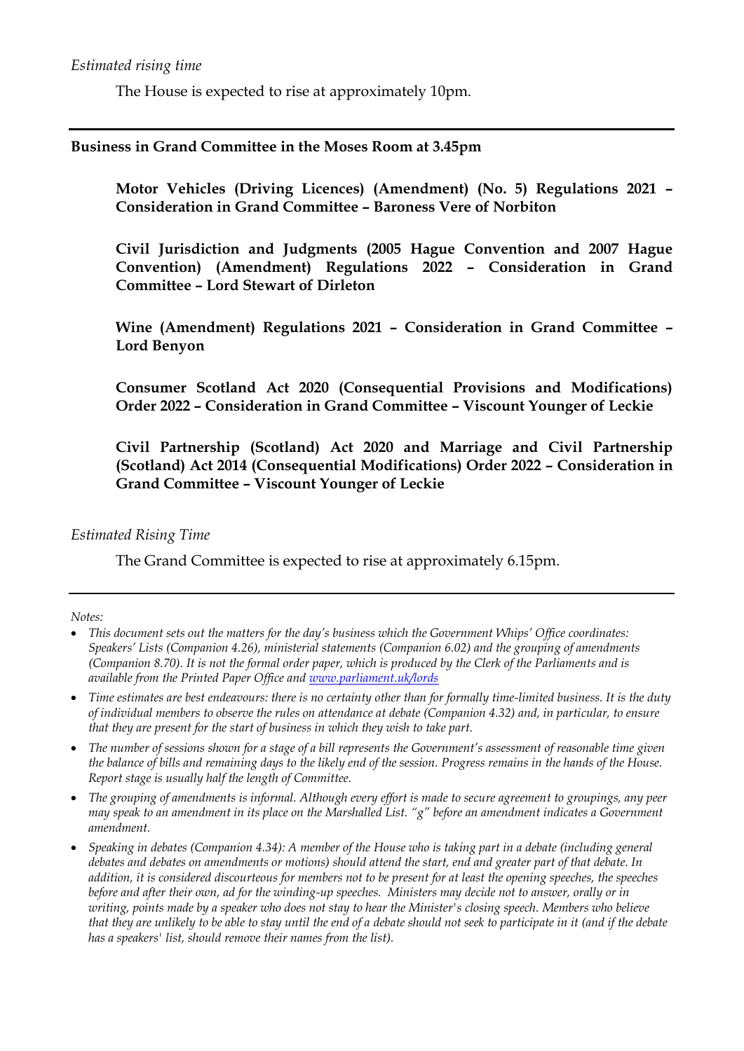*Estimated rising time*

The House is expected to rise at approximately 10pm.

---

**Business in Grand Committee in the Moses Room at 3.45pm**

**Motor Vehicles (Driving Licences) (Amendment) (No. 5) Regulations 2021 – Consideration in Grand Committee – Baroness Vere of Norbiton**

**Civil Jurisdiction and Judgments (2005 Hague Convention and 2007 Hague Convention) (Amendment) Regulations 2022 – Consideration in Grand Committee – Lord Stewart of Dirleton**

**Wine (Amendment) Regulations 2021 – Consideration in Grand Committee – Lord Benyon**

**Consumer Scotland Act 2020 (Consequential Provisions and Modifications) Order 2022 – Consideration in Grand Committee – Viscount Younger of Leckie**

**Civil Partnership (Scotland) Act 2020 and Marriage and Civil Partnership (Scotland) Act 2014 (Consequential Modifications) Order 2022 – Consideration in Grand Committee – Viscount Younger of Leckie**

*Estimated Rising Time*

The Grand Committee is expected to rise at approximately 6.15pm.

---

*Notes:*

- *This document sets out the matters for the day's business which the Government Whips' Office coordinates: Speakers' Lists (Companion 4.26), ministerial statements (Companion 6.02) and the grouping of amendments (Companion 8.70). It is not the formal order paper, which is produced by the Clerk of the Parliaments and is available from the Printed Paper Office and [www.parliament.uk/lords](www.parliament.uk/lords)*
- *Time estimates are best endeavours: there is no certainty other than for formally time-limited business. It is the duty of individual members to observe the rules on attendance at debate (Companion 4.32) and, in particular, to ensure that they are present for the start of business in which they wish to take part.*
- *The number of sessions shown for a stage of a bill represents the Government's assessment of reasonable time given the balance of bills and remaining days to the likely end of the session. Progress remains in the hands of the House. Report stage is usually half the length of Committee.*
- *The grouping of amendments is informal. Although every effort is made to secure agreement to groupings, any peer may speak to an amendment in its place on the Marshalled List. "g" before an amendment indicates a Government amendment.*
- *Speaking in debates (Companion 4.34): A member of the House who is taking part in a debate (including general debates and debates on amendments or motions) should attend the start, end and greater part of that debate. In addition, it is considered discourteous for members not to be present for at least the opening speeches, the speeches before and after their own, ad for the winding-up speeches. Ministers may decide not to answer, orally or in writing, points made by a speaker who does not stay to hear the Minister's closing speech. Members who believe that they are unlikely to be able to stay until the end of a debate should not seek to participate in it (and if the debate has a speakers' list, should remove their names from the list).*